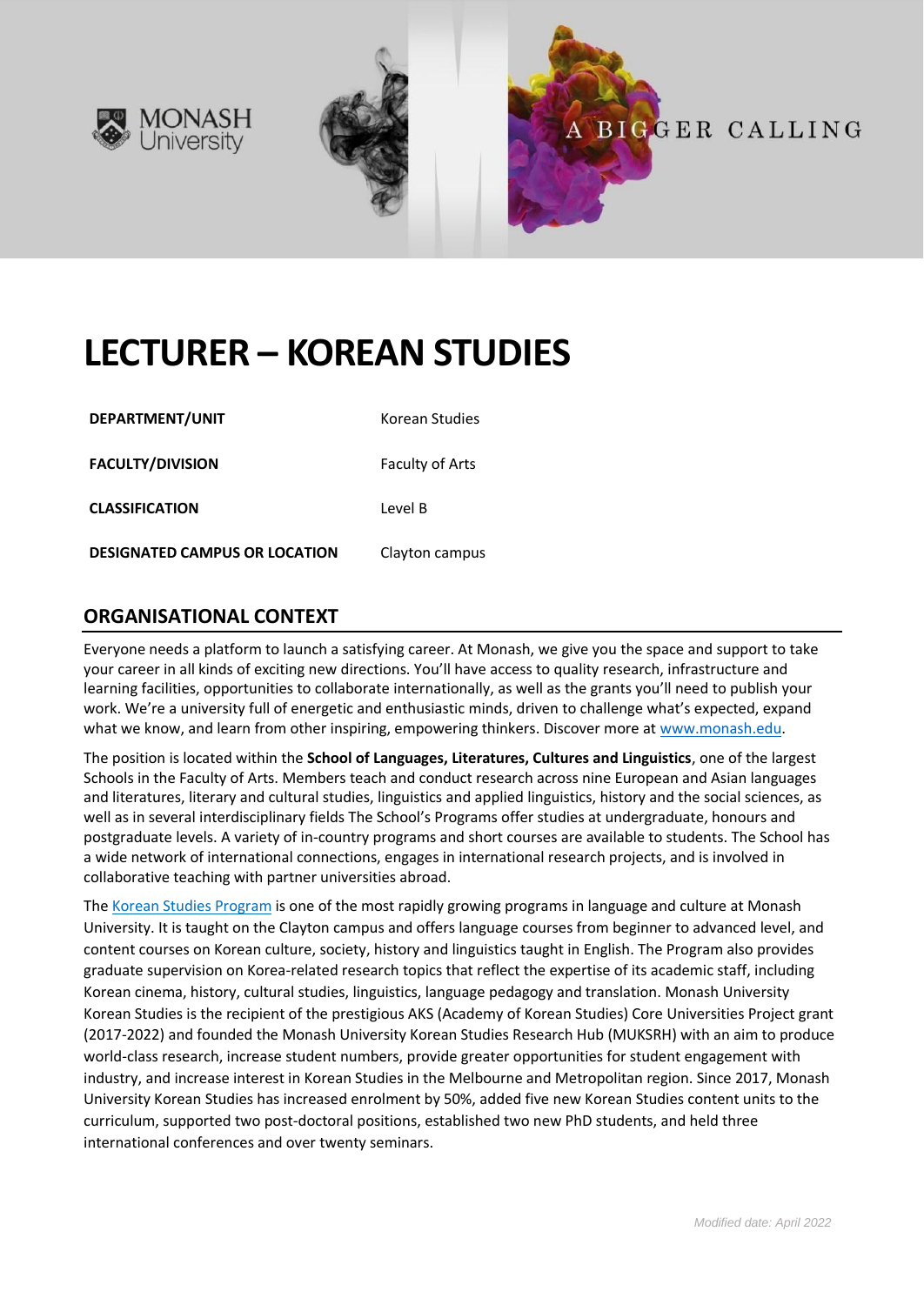# LECTURER – KOREAN STUDIES

| | |
|---|---|
| **DEPARTMENT/UNIT** | Korean Studies |
| **FACULTY/DIVISION** | Faculty of Arts |
| **CLASSIFICATION** | Level B |
| **DESIGNATED CAMPUS OR LOCATION** | Clayton campus |

## ORGANISATIONAL CONTEXT

Everyone needs a platform to launch a satisfying career. At Monash, we give you the space and support to take your career in all kinds of exciting new directions. You'll have access to quality research, infrastructure and learning facilities, opportunities to collaborate internationally, as well as the grants you'll need to publish your work. We're a university full of energetic and enthusiastic minds, driven to challenge what's expected, expand what we know, and learn from other inspiring, empowering thinkers. Discover more at www.monash.edu.

The position is located within the **School of Languages, Literatures, Cultures and Linguistics**, one of the largest Schools in the Faculty of Arts. Members teach and conduct research across nine European and Asian languages and literatures, literary and cultural studies, linguistics and applied linguistics, history and the social sciences, as well as in several interdisciplinary fields The School's Programs offer studies at undergraduate, honours and postgraduate levels. A variety of in-country programs and short courses are available to students. The School has a wide network of international connections, engages in international research projects, and is involved in collaborative teaching with partner universities abroad.

The Korean Studies Program is one of the most rapidly growing programs in language and culture at Monash University. It is taught on the Clayton campus and offers language courses from beginner to advanced level, and content courses on Korean culture, society, history and linguistics taught in English. The Program also provides graduate supervision on Korea-related research topics that reflect the expertise of its academic staff, including Korean cinema, history, cultural studies, linguistics, language pedagogy and translation. Monash University Korean Studies is the recipient of the prestigious AKS (Academy of Korean Studies) Core Universities Project grant (2017-2022) and founded the Monash University Korean Studies Research Hub (MUKSRH) with an aim to produce world-class research, increase student numbers, provide greater opportunities for student engagement with industry, and increase interest in Korean Studies in the Melbourne and Metropolitan region. Since 2017, Monash University Korean Studies has increased enrolment by 50%, added five new Korean Studies content units to the curriculum, supported two post-doctoral positions, established two new PhD students, and held three international conferences and over twenty seminars.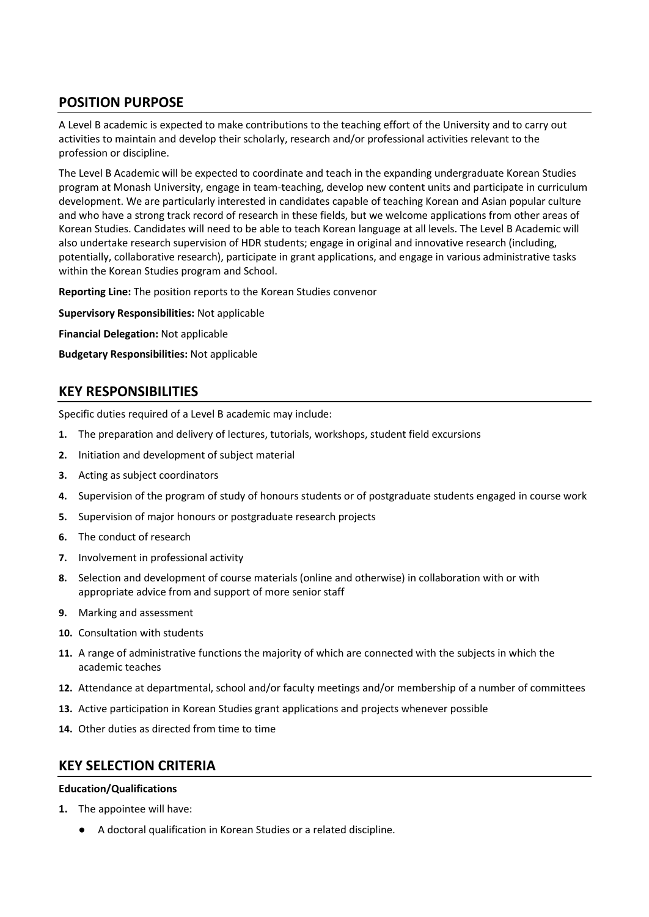## POSITION PURPOSE

A Level B academic is expected to make contributions to the teaching effort of the University and to carry out activities to maintain and develop their scholarly, research and/or professional activities relevant to the profession or discipline.

The Level B Academic will be expected to coordinate and teach in the expanding undergraduate Korean Studies program at Monash University, engage in team-teaching, develop new content units and participate in curriculum development. We are particularly interested in candidates capable of teaching Korean and Asian popular culture and who have a strong track record of research in these fields, but we welcome applications from other areas of Korean Studies. Candidates will need to be able to teach Korean language at all levels. The Level B Academic will also undertake research supervision of HDR students; engage in original and innovative research (including, potentially, collaborative research), participate in grant applications, and engage in various administrative tasks within the Korean Studies program and School.

**Reporting Line:** The position reports to the Korean Studies convenor

**Supervisory Responsibilities:** Not applicable

**Financial Delegation:** Not applicable

**Budgetary Responsibilities:** Not applicable

## KEY RESPONSIBILITIES

Specific duties required of a Level B academic may include:

1. The preparation and delivery of lectures, tutorials, workshops, student field excursions
2. Initiation and development of subject material
3. Acting as subject coordinators
4. Supervision of the program of study of honours students or of postgraduate students engaged in course work
5. Supervision of major honours or postgraduate research projects
6. The conduct of research
7. Involvement in professional activity
8. Selection and development of course materials (online and otherwise) in collaboration with or with appropriate advice from and support of more senior staff
9. Marking and assessment
10. Consultation with students
11. A range of administrative functions the majority of which are connected with the subjects in which the academic teaches
12. Attendance at departmental, school and/or faculty meetings and/or membership of a number of committees
13. Active participation in Korean Studies grant applications and projects whenever possible
14. Other duties as directed from time to time

## KEY SELECTION CRITERIA

**Education/Qualifications**

1. The appointee will have:
   - A doctoral qualification in Korean Studies or a related discipline.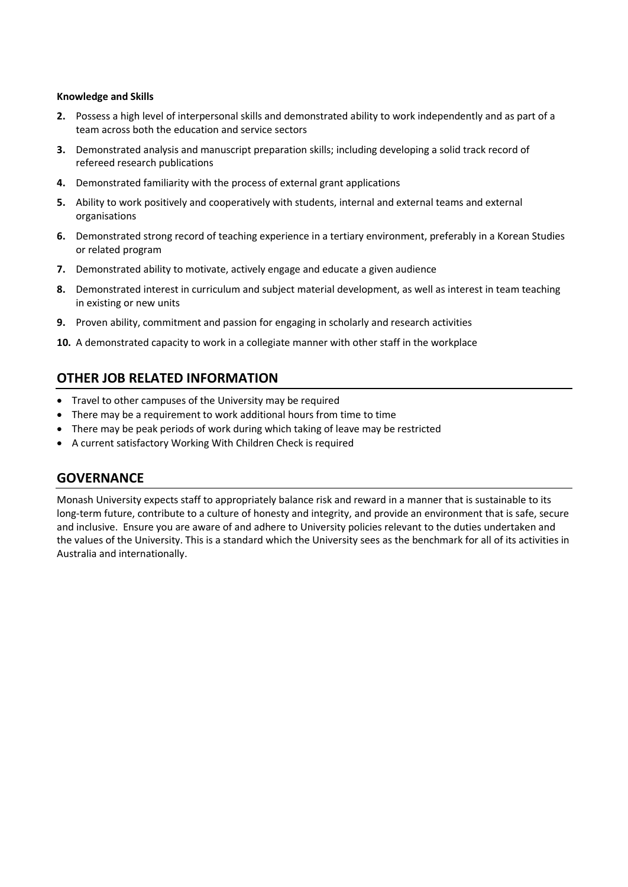**Knowledge and Skills**

2. Possess a high level of interpersonal skills and demonstrated ability to work independently and as part of a team across both the education and service sectors
3. Demonstrated analysis and manuscript preparation skills; including developing a solid track record of refereed research publications
4. Demonstrated familiarity with the process of external grant applications
5. Ability to work positively and cooperatively with students, internal and external teams and external organisations
6. Demonstrated strong record of teaching experience in a tertiary environment, preferably in a Korean Studies or related program
7. Demonstrated ability to motivate, actively engage and educate a given audience
8. Demonstrated interest in curriculum and subject material development, as well as interest in team teaching in existing or new units
9. Proven ability, commitment and passion for engaging in scholarly and research activities
10. A demonstrated capacity to work in a collegiate manner with other staff in the workplace

## OTHER JOB RELATED INFORMATION

- Travel to other campuses of the University may be required
- There may be a requirement to work additional hours from time to time
- There may be peak periods of work during which taking of leave may be restricted
- A current satisfactory Working With Children Check is required

## GOVERNANCE

Monash University expects staff to appropriately balance risk and reward in a manner that is sustainable to its long-term future, contribute to a culture of honesty and integrity, and provide an environment that is safe, secure and inclusive. Ensure you are aware of and adhere to University policies relevant to the duties undertaken and the values of the University. This is a standard which the University sees as the benchmark for all of its activities in Australia and internationally.